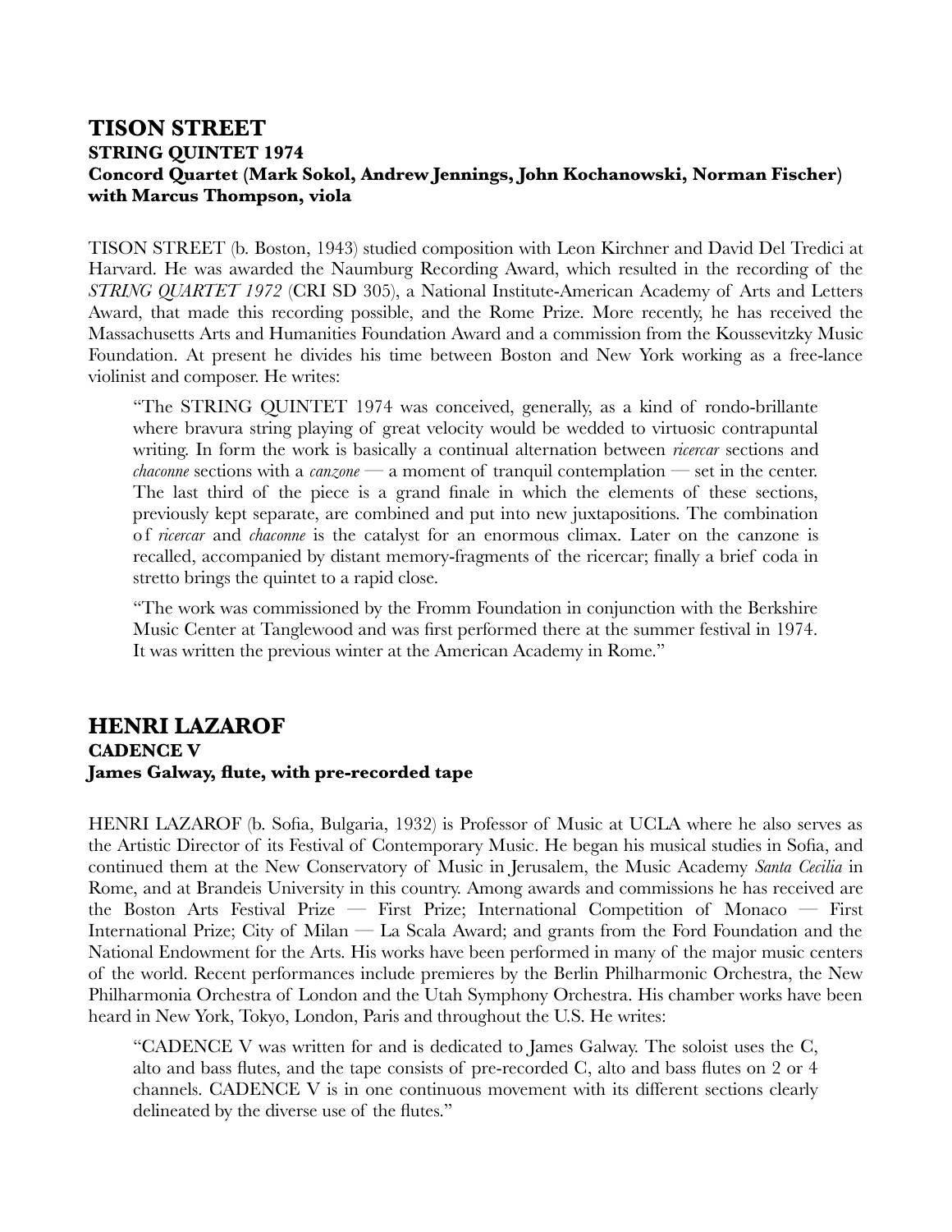## TISON STREET

### STRING QUINTET 1974

### Concord Quartet (Mark Sokol, Andrew Jennings, John Kochanowski, Norman Fischer) with Marcus Thompson, viola

TISON STREET (b. Boston, 1943) studied composition with Leon Kirchner and David Del Tredici at Harvard. He was awarded the Naumburg Recording Award, which resulted in the recording of the *STRING QUARTET 1972* (CRI SD 305), a National Institute-American Academy of Arts and Letters Award, that made this recording possible, and the Rome Prize. More recently, he has received the Massachusetts Arts and Humanities Foundation Award and a commission from the Koussevitzky Music Foundation. At present he divides his time between Boston and New York working as a free-lance violinist and composer. He writes:

> "The STRING QUINTET 1974 was conceived, generally, as a kind of rondo-brillante where bravura string playing of great velocity would be wedded to virtuosic contrapuntal writing. In form the work is basically a continual alternation between *ricercar* sections and *chaconne* sections with a *canzone* — a moment of tranquil contemplation — set in the center. The last third of the piece is a grand finale in which the elements of these sections, previously kept separate, are combined and put into new juxtapositions. The combination of *ricercar* and *chaconne* is the catalyst for an enormous climax. Later on the canzone is recalled, accompanied by distant memory-fragments of the ricercar; finally a brief coda in stretto brings the quintet to a rapid close.
>
> "The work was commissioned by the Fromm Foundation in conjunction with the Berkshire Music Center at Tanglewood and was first performed there at the summer festival in 1974. It was written the previous winter at the American Academy in Rome."

## HENRI LAZAROF

### CADENCE V

### James Galway, flute, with pre-recorded tape

HENRI LAZAROF (b. Sofia, Bulgaria, 1932) is Professor of Music at UCLA where he also serves as the Artistic Director of its Festival of Contemporary Music. He began his musical studies in Sofia, and continued them at the New Conservatory of Music in Jerusalem, the Music Academy *Santa Cecilia* in Rome, and at Brandeis University in this country. Among awards and commissions he has received are the Boston Arts Festival Prize — First Prize; International Competition of Monaco — First International Prize; City of Milan — La Scala Award; and grants from the Ford Foundation and the National Endowment for the Arts. His works have been performed in many of the major music centers of the world. Recent performances include premieres by the Berlin Philharmonic Orchestra, the New Philharmonia Orchestra of London and the Utah Symphony Orchestra. His chamber works have been heard in New York, Tokyo, London, Paris and throughout the U.S. He writes:

> "CADENCE V was written for and is dedicated to James Galway. The soloist uses the C, alto and bass flutes, and the tape consists of pre-recorded C, alto and bass flutes on 2 or 4 channels. CADENCE V is in one continuous movement with its different sections clearly delineated by the diverse use of the flutes."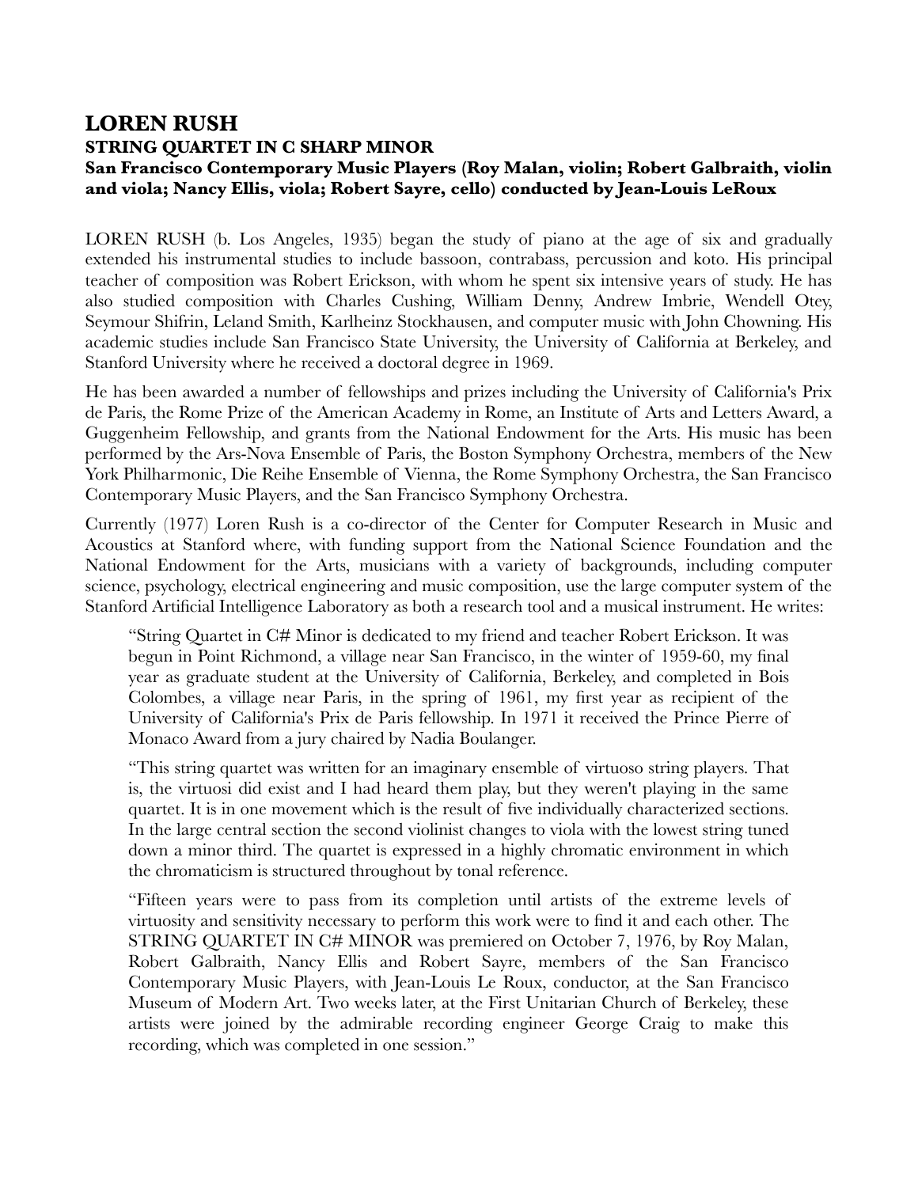## LOREN RUSH
### STRING QUARTET IN C SHARP MINOR
### San Francisco Contemporary Music Players (Roy Malan, violin; Robert Galbraith, violin and viola; Nancy Ellis, viola; Robert Sayre, cello) conducted by Jean-Louis LeRoux

LOREN RUSH (b. Los Angeles, 1935) began the study of piano at the age of six and gradually extended his instrumental studies to include bassoon, contrabass, percussion and koto. His principal teacher of composition was Robert Erickson, with whom he spent six intensive years of study. He has also studied composition with Charles Cushing, William Denny, Andrew Imbrie, Wendell Otey, Seymour Shifrin, Leland Smith, Karlheinz Stockhausen, and computer music with John Chowning. His academic studies include San Francisco State University, the University of California at Berkeley, and Stanford University where he received a doctoral degree in 1969.

He has been awarded a number of fellowships and prizes including the University of California's Prix de Paris, the Rome Prize of the American Academy in Rome, an Institute of Arts and Letters Award, a Guggenheim Fellowship, and grants from the National Endowment for the Arts. His music has been performed by the Ars-Nova Ensemble of Paris, the Boston Symphony Orchestra, members of the New York Philharmonic, Die Reihe Ensemble of Vienna, the Rome Symphony Orchestra, the San Francisco Contemporary Music Players, and the San Francisco Symphony Orchestra.

Currently (1977) Loren Rush is a co-director of the Center for Computer Research in Music and Acoustics at Stanford where, with funding support from the National Science Foundation and the National Endowment for the Arts, musicians with a variety of backgrounds, including computer science, psychology, electrical engineering and music composition, use the large computer system of the Stanford Artificial Intelligence Laboratory as both a research tool and a musical instrument. He writes:

> "String Quartet in C# Minor is dedicated to my friend and teacher Robert Erickson. It was begun in Point Richmond, a village near San Francisco, in the winter of 1959-60, my final year as graduate student at the University of California, Berkeley, and completed in Bois Colombes, a village near Paris, in the spring of 1961, my first year as recipient of the University of California's Prix de Paris fellowship. In 1971 it received the Prince Pierre of Monaco Award from a jury chaired by Nadia Boulanger.
>
> "This string quartet was written for an imaginary ensemble of virtuoso string players. That is, the virtuosi did exist and I had heard them play, but they weren't playing in the same quartet. It is in one movement which is the result of five individually characterized sections. In the large central section the second violinist changes to viola with the lowest string tuned down a minor third. The quartet is expressed in a highly chromatic environment in which the chromaticism is structured throughout by tonal reference.
>
> "Fifteen years were to pass from its completion until artists of the extreme levels of virtuosity and sensitivity necessary to perform this work were to find it and each other. The STRING QUARTET IN C# MINOR was premiered on October 7, 1976, by Roy Malan, Robert Galbraith, Nancy Ellis and Robert Sayre, members of the San Francisco Contemporary Music Players, with Jean-Louis Le Roux, conductor, at the San Francisco Museum of Modern Art. Two weeks later, at the First Unitarian Church of Berkeley, these artists were joined by the admirable recording engineer George Craig to make this recording, which was completed in one session."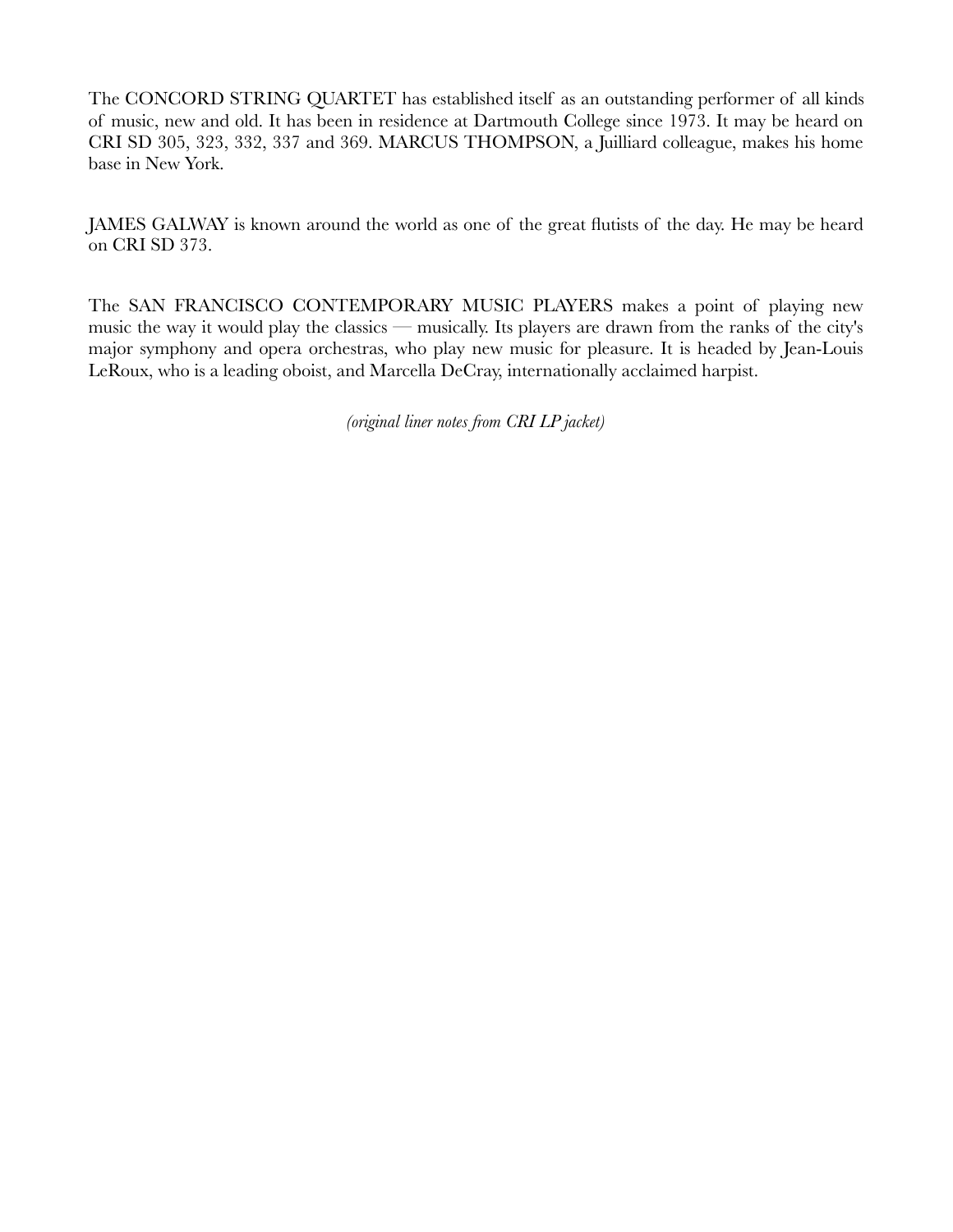The CONCORD STRING QUARTET has established itself as an outstanding performer of all kinds of music, new and old. It has been in residence at Dartmouth College since 1973. It may be heard on CRI SD 305, 323, 332, 337 and 369. MARCUS THOMPSON, a Juilliard colleague, makes his home base in New York.

JAMES GALWAY is known around the world as one of the great flutists of the day. He may be heard on CRI SD 373.

The SAN FRANCISCO CONTEMPORARY MUSIC PLAYERS makes a point of playing new music the way it would play the classics — musically. Its players are drawn from the ranks of the city's major symphony and opera orchestras, who play new music for pleasure. It is headed by Jean-Louis LeRoux, who is a leading oboist, and Marcella DeCray, internationally acclaimed harpist.

*(original liner notes from CRI LP jacket)*